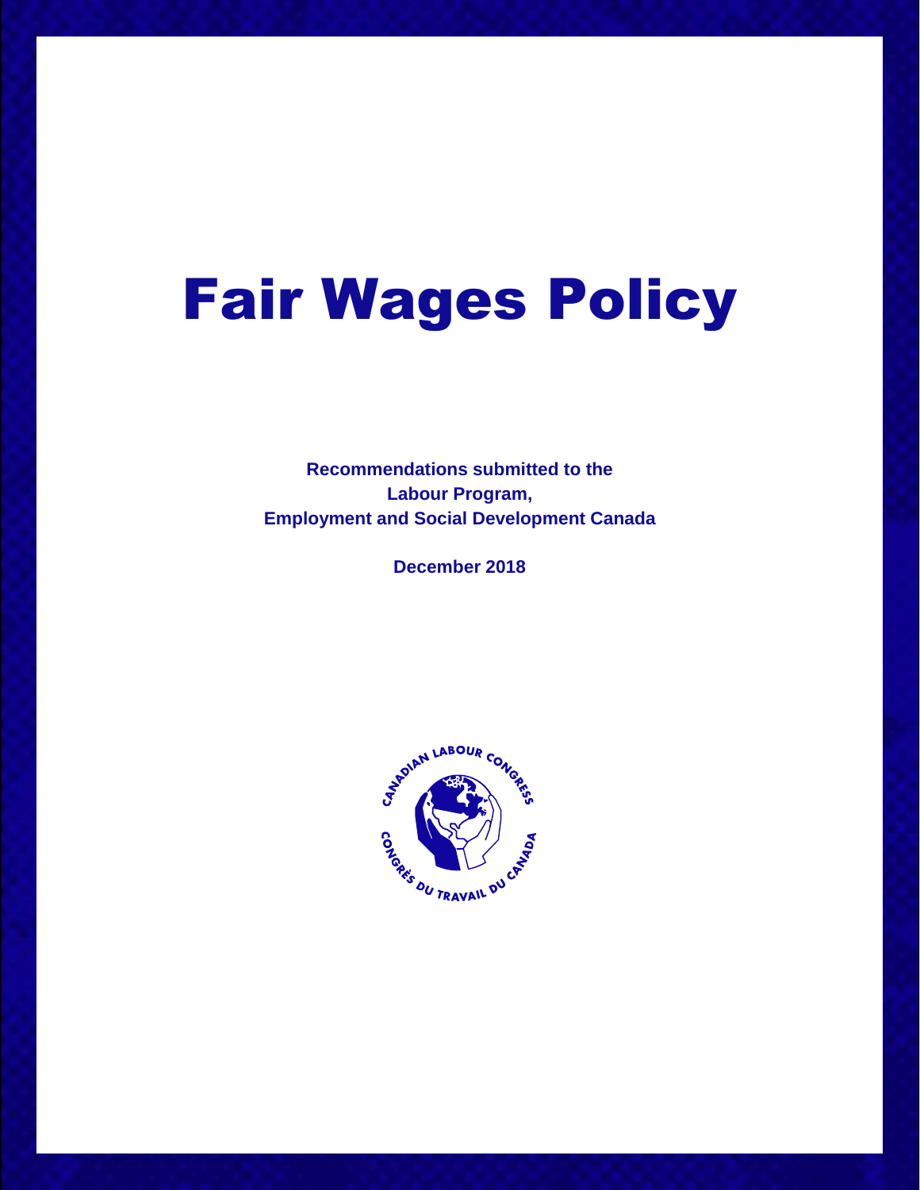# Fair Wages Policy

**Recommendations submitted to the
Labour Program,
Employment and Social Development Canada**

**December 2018**

CANADIAN LABOUR CONGRESS
CONGRÈS DU TRAVAIL DU CANADA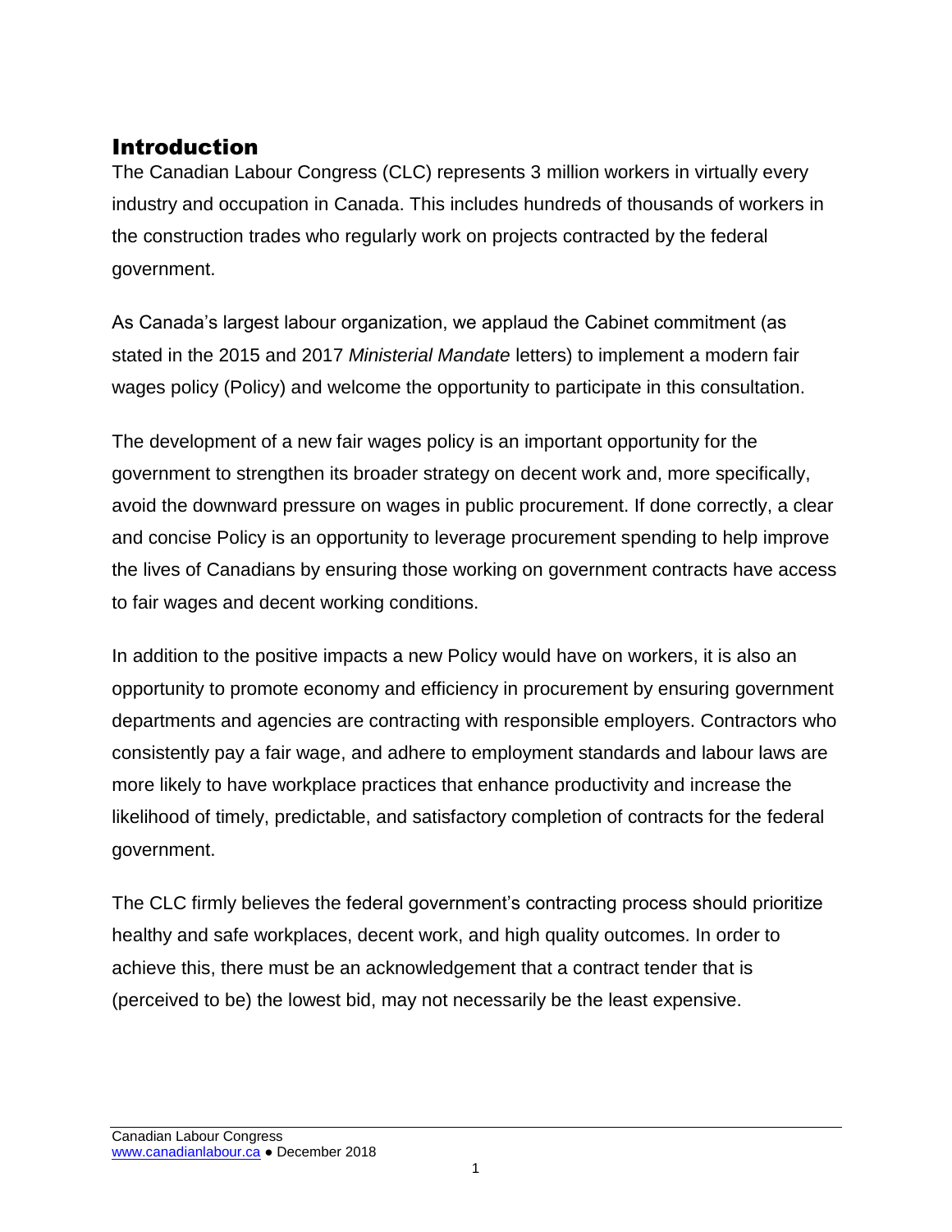# Introduction

The Canadian Labour Congress (CLC) represents 3 million workers in virtually every industry and occupation in Canada. This includes hundreds of thousands of workers in the construction trades who regularly work on projects contracted by the federal government.

As Canada's largest labour organization, we applaud the Cabinet commitment (as stated in the 2015 and 2017 *Ministerial Mandate* letters) to implement a modern fair wages policy (Policy) and welcome the opportunity to participate in this consultation.

The development of a new fair wages policy is an important opportunity for the government to strengthen its broader strategy on decent work and, more specifically, avoid the downward pressure on wages in public procurement. If done correctly, a clear and concise Policy is an opportunity to leverage procurement spending to help improve the lives of Canadians by ensuring those working on government contracts have access to fair wages and decent working conditions.

In addition to the positive impacts a new Policy would have on workers, it is also an opportunity to promote economy and efficiency in procurement by ensuring government departments and agencies are contracting with responsible employers. Contractors who consistently pay a fair wage, and adhere to employment standards and labour laws are more likely to have workplace practices that enhance productivity and increase the likelihood of timely, predictable, and satisfactory completion of contracts for the federal government.

The CLC firmly believes the federal government's contracting process should prioritize healthy and safe workplaces, decent work, and high quality outcomes. In order to achieve this, there must be an acknowledgement that a contract tender that is (perceived to be) the lowest bid, may not necessarily be the least expensive.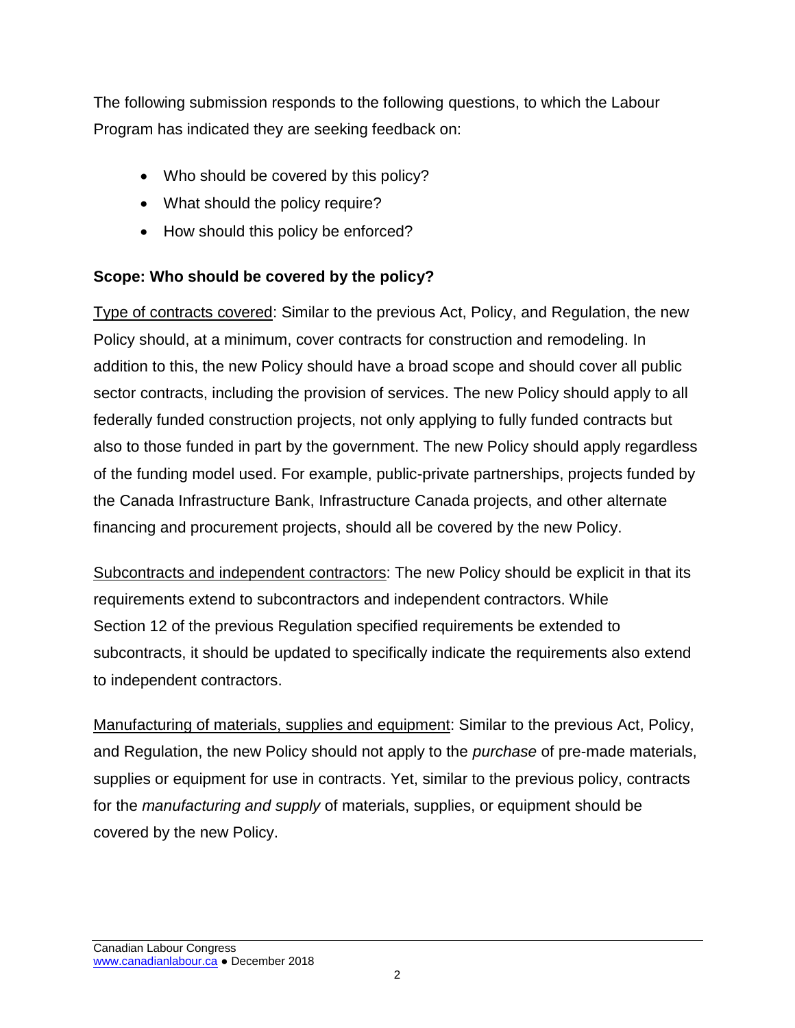The following submission responds to the following questions, to which the Labour Program has indicated they are seeking feedback on:

- Who should be covered by this policy?
- What should the policy require?
- How should this policy be enforced?

**Scope: Who should be covered by the policy?**

Type of contracts covered: Similar to the previous Act, Policy, and Regulation, the new Policy should, at a minimum, cover contracts for construction and remodeling. In addition to this, the new Policy should have a broad scope and should cover all public sector contracts, including the provision of services. The new Policy should apply to all federally funded construction projects, not only applying to fully funded contracts but also to those funded in part by the government. The new Policy should apply regardless of the funding model used. For example, public-private partnerships, projects funded by the Canada Infrastructure Bank, Infrastructure Canada projects, and other alternate financing and procurement projects, should all be covered by the new Policy.

Subcontracts and independent contractors: The new Policy should be explicit in that its requirements extend to subcontractors and independent contractors. While Section 12 of the previous Regulation specified requirements be extended to subcontracts, it should be updated to specifically indicate the requirements also extend to independent contractors.

Manufacturing of materials, supplies and equipment: Similar to the previous Act, Policy, and Regulation, the new Policy should not apply to the *purchase* of pre-made materials, supplies or equipment for use in contracts. Yet, similar to the previous policy, contracts for the *manufacturing and supply* of materials, supplies, or equipment should be covered by the new Policy.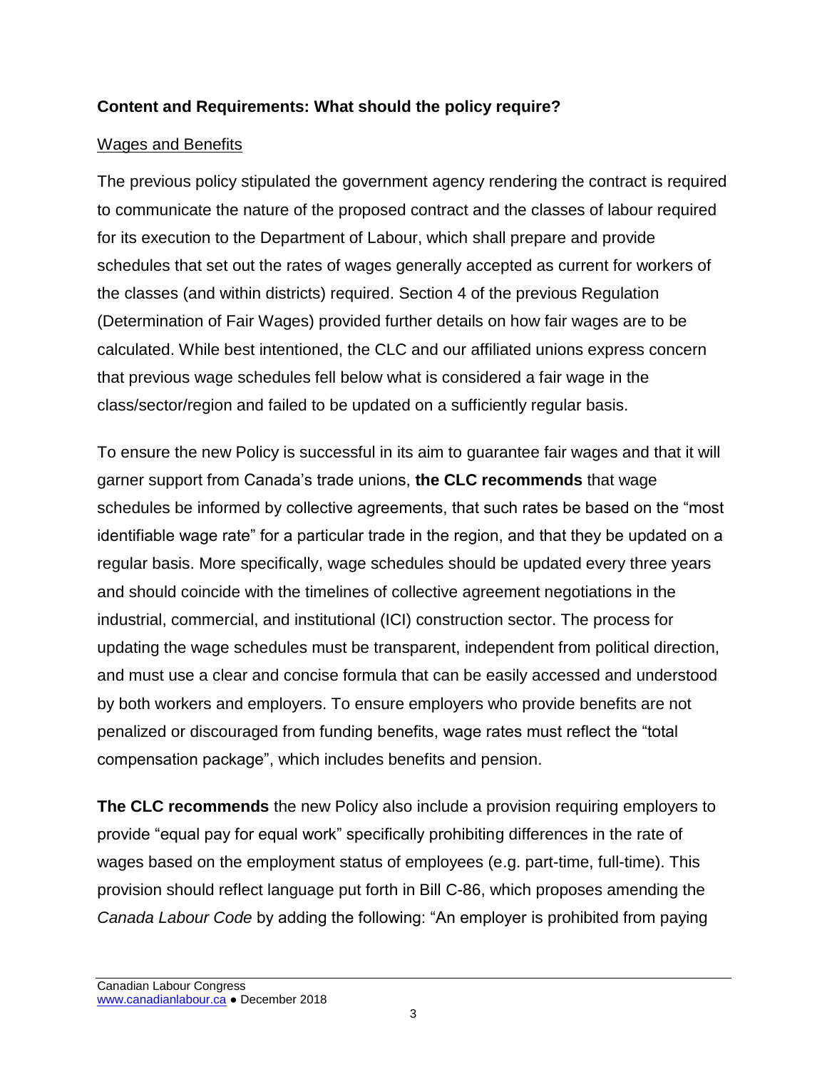**Content and Requirements: What should the policy require?**

Wages and Benefits

The previous policy stipulated the government agency rendering the contract is required to communicate the nature of the proposed contract and the classes of labour required for its execution to the Department of Labour, which shall prepare and provide schedules that set out the rates of wages generally accepted as current for workers of the classes (and within districts) required. Section 4 of the previous Regulation (Determination of Fair Wages) provided further details on how fair wages are to be calculated. While best intentioned, the CLC and our affiliated unions express concern that previous wage schedules fell below what is considered a fair wage in the class/sector/region and failed to be updated on a sufficiently regular basis.

To ensure the new Policy is successful in its aim to guarantee fair wages and that it will garner support from Canada's trade unions, **the CLC recommends** that wage schedules be informed by collective agreements, that such rates be based on the "most identifiable wage rate" for a particular trade in the region, and that they be updated on a regular basis. More specifically, wage schedules should be updated every three years and should coincide with the timelines of collective agreement negotiations in the industrial, commercial, and institutional (ICI) construction sector. The process for updating the wage schedules must be transparent, independent from political direction, and must use a clear and concise formula that can be easily accessed and understood by both workers and employers. To ensure employers who provide benefits are not penalized or discouraged from funding benefits, wage rates must reflect the "total compensation package", which includes benefits and pension.

**The CLC recommends** the new Policy also include a provision requiring employers to provide "equal pay for equal work" specifically prohibiting differences in the rate of wages based on the employment status of employees (e.g. part-time, full-time). This provision should reflect language put forth in Bill C-86, which proposes amending the *Canada Labour Code* by adding the following: "An employer is prohibited from paying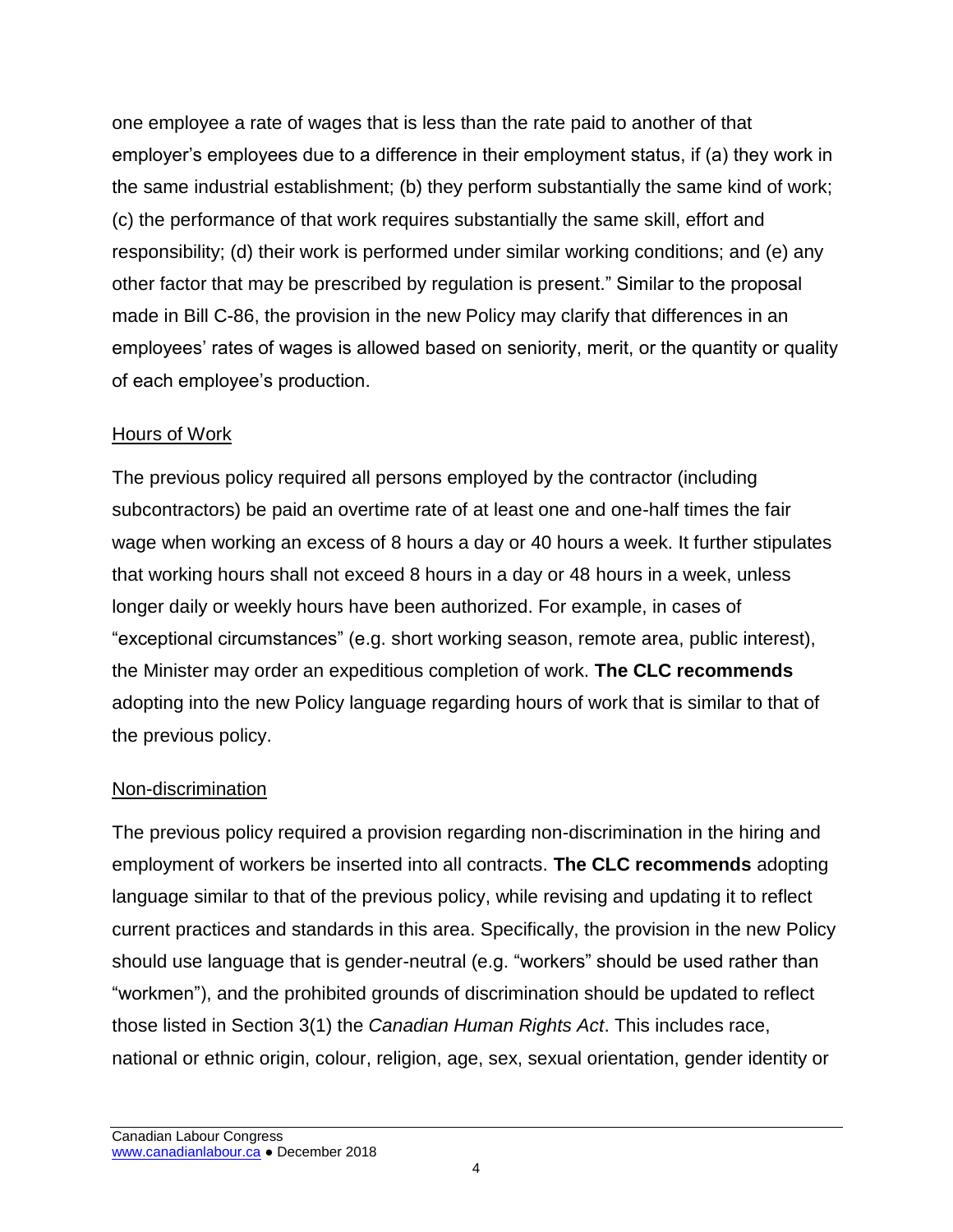one employee a rate of wages that is less than the rate paid to another of that employer's employees due to a difference in their employment status, if (a) they work in the same industrial establishment; (b) they perform substantially the same kind of work; (c) the performance of that work requires substantially the same skill, effort and responsibility; (d) their work is performed under similar working conditions; and (e) any other factor that may be prescribed by regulation is present." Similar to the proposal made in Bill C-86, the provision in the new Policy may clarify that differences in an employees' rates of wages is allowed based on seniority, merit, or the quantity or quality of each employee's production.

Hours of Work

The previous policy required all persons employed by the contractor (including subcontractors) be paid an overtime rate of at least one and one-half times the fair wage when working an excess of 8 hours a day or 40 hours a week. It further stipulates that working hours shall not exceed 8 hours in a day or 48 hours in a week, unless longer daily or weekly hours have been authorized. For example, in cases of "exceptional circumstances" (e.g. short working season, remote area, public interest), the Minister may order an expeditious completion of work. **The CLC recommends** adopting into the new Policy language regarding hours of work that is similar to that of the previous policy.

Non-discrimination

The previous policy required a provision regarding non-discrimination in the hiring and employment of workers be inserted into all contracts. **The CLC recommends** adopting language similar to that of the previous policy, while revising and updating it to reflect current practices and standards in this area. Specifically, the provision in the new Policy should use language that is gender-neutral (e.g. "workers" should be used rather than "workmen"), and the prohibited grounds of discrimination should be updated to reflect those listed in Section 3(1) the *Canadian Human Rights Act*. This includes race, national or ethnic origin, colour, religion, age, sex, sexual orientation, gender identity or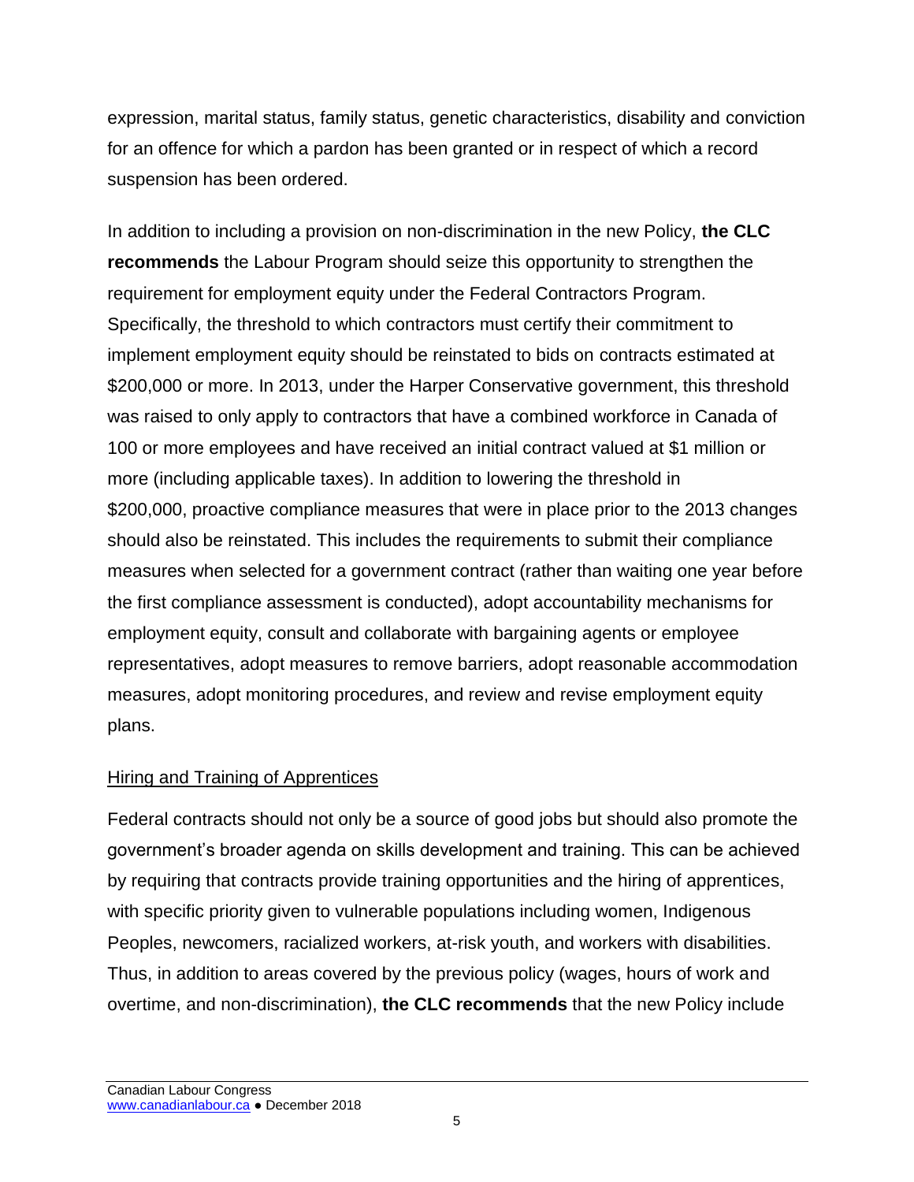expression, marital status, family status, genetic characteristics, disability and conviction for an offence for which a pardon has been granted or in respect of which a record suspension has been ordered.

In addition to including a provision on non-discrimination in the new Policy, **the CLC recommends** the Labour Program should seize this opportunity to strengthen the requirement for employment equity under the Federal Contractors Program. Specifically, the threshold to which contractors must certify their commitment to implement employment equity should be reinstated to bids on contracts estimated at $200,000 or more. In 2013, under the Harper Conservative government, this threshold was raised to only apply to contractors that have a combined workforce in Canada of 100 or more employees and have received an initial contract valued at $1 million or more (including applicable taxes). In addition to lowering the threshold in $200,000, proactive compliance measures that were in place prior to the 2013 changes should also be reinstated. This includes the requirements to submit their compliance measures when selected for a government contract (rather than waiting one year before the first compliance assessment is conducted), adopt accountability mechanisms for employment equity, consult and collaborate with bargaining agents or employee representatives, adopt measures to remove barriers, adopt reasonable accommodation measures, adopt monitoring procedures, and review and revise employment equity plans.

## Hiring and Training of Apprentices

Federal contracts should not only be a source of good jobs but should also promote the government's broader agenda on skills development and training. This can be achieved by requiring that contracts provide training opportunities and the hiring of apprentices, with specific priority given to vulnerable populations including women, Indigenous Peoples, newcomers, racialized workers, at-risk youth, and workers with disabilities. Thus, in addition to areas covered by the previous policy (wages, hours of work and overtime, and non-discrimination), **the CLC recommends** that the new Policy include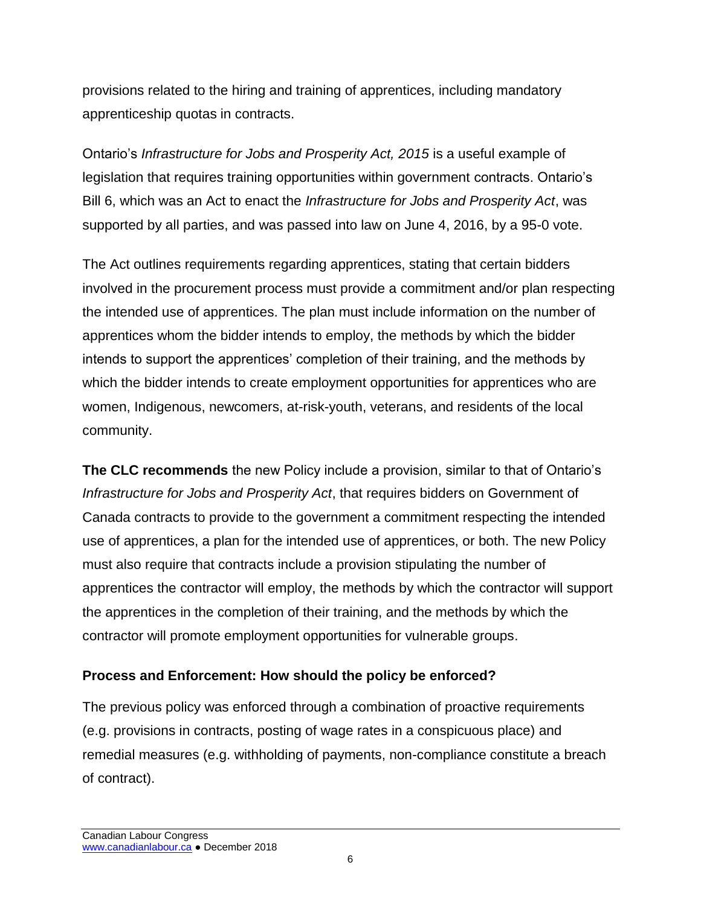provisions related to the hiring and training of apprentices, including mandatory apprenticeship quotas in contracts.

Ontario's *Infrastructure for Jobs and Prosperity Act, 2015* is a useful example of legislation that requires training opportunities within government contracts. Ontario's Bill 6, which was an Act to enact the *Infrastructure for Jobs and Prosperity Act*, was supported by all parties, and was passed into law on June 4, 2016, by a 95-0 vote.

The Act outlines requirements regarding apprentices, stating that certain bidders involved in the procurement process must provide a commitment and/or plan respecting the intended use of apprentices. The plan must include information on the number of apprentices whom the bidder intends to employ, the methods by which the bidder intends to support the apprentices' completion of their training, and the methods by which the bidder intends to create employment opportunities for apprentices who are women, Indigenous, newcomers, at-risk-youth, veterans, and residents of the local community.

**The CLC recommends** the new Policy include a provision, similar to that of Ontario's *Infrastructure for Jobs and Prosperity Act*, that requires bidders on Government of Canada contracts to provide to the government a commitment respecting the intended use of apprentices, a plan for the intended use of apprentices, or both. The new Policy must also require that contracts include a provision stipulating the number of apprentices the contractor will employ, the methods by which the contractor will support the apprentices in the completion of their training, and the methods by which the contractor will promote employment opportunities for vulnerable groups.

### Process and Enforcement: How should the policy be enforced?

The previous policy was enforced through a combination of proactive requirements (e.g. provisions in contracts, posting of wage rates in a conspicuous place) and remedial measures (e.g. withholding of payments, non-compliance constitute a breach of contract).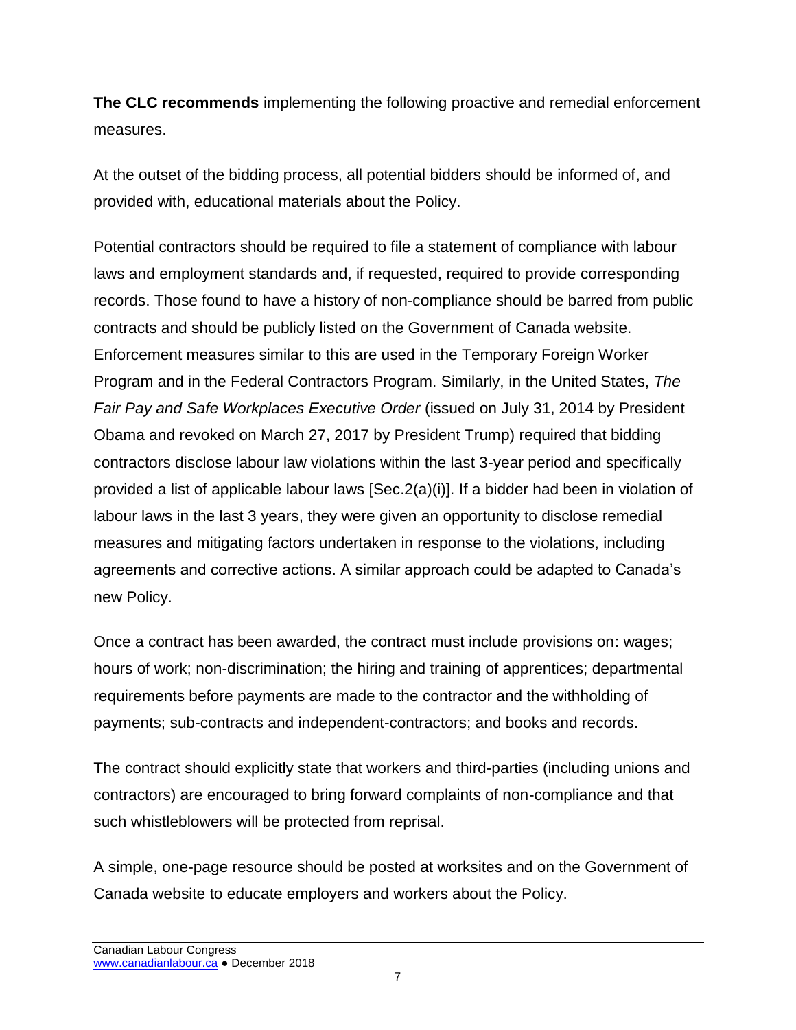**The CLC recommends** implementing the following proactive and remedial enforcement measures.

At the outset of the bidding process, all potential bidders should be informed of, and provided with, educational materials about the Policy.

Potential contractors should be required to file a statement of compliance with labour laws and employment standards and, if requested, required to provide corresponding records. Those found to have a history of non-compliance should be barred from public contracts and should be publicly listed on the Government of Canada website. Enforcement measures similar to this are used in the Temporary Foreign Worker Program and in the Federal Contractors Program. Similarly, in the United States, *The Fair Pay and Safe Workplaces Executive Order* (issued on July 31, 2014 by President Obama and revoked on March 27, 2017 by President Trump) required that bidding contractors disclose labour law violations within the last 3-year period and specifically provided a list of applicable labour laws [Sec.2(a)(i)]. If a bidder had been in violation of labour laws in the last 3 years, they were given an opportunity to disclose remedial measures and mitigating factors undertaken in response to the violations, including agreements and corrective actions. A similar approach could be adapted to Canada's new Policy.

Once a contract has been awarded, the contract must include provisions on: wages; hours of work; non-discrimination; the hiring and training of apprentices; departmental requirements before payments are made to the contractor and the withholding of payments; sub-contracts and independent-contractors; and books and records.

The contract should explicitly state that workers and third-parties (including unions and contractors) are encouraged to bring forward complaints of non-compliance and that such whistleblowers will be protected from reprisal.

A simple, one-page resource should be posted at worksites and on the Government of Canada website to educate employers and workers about the Policy.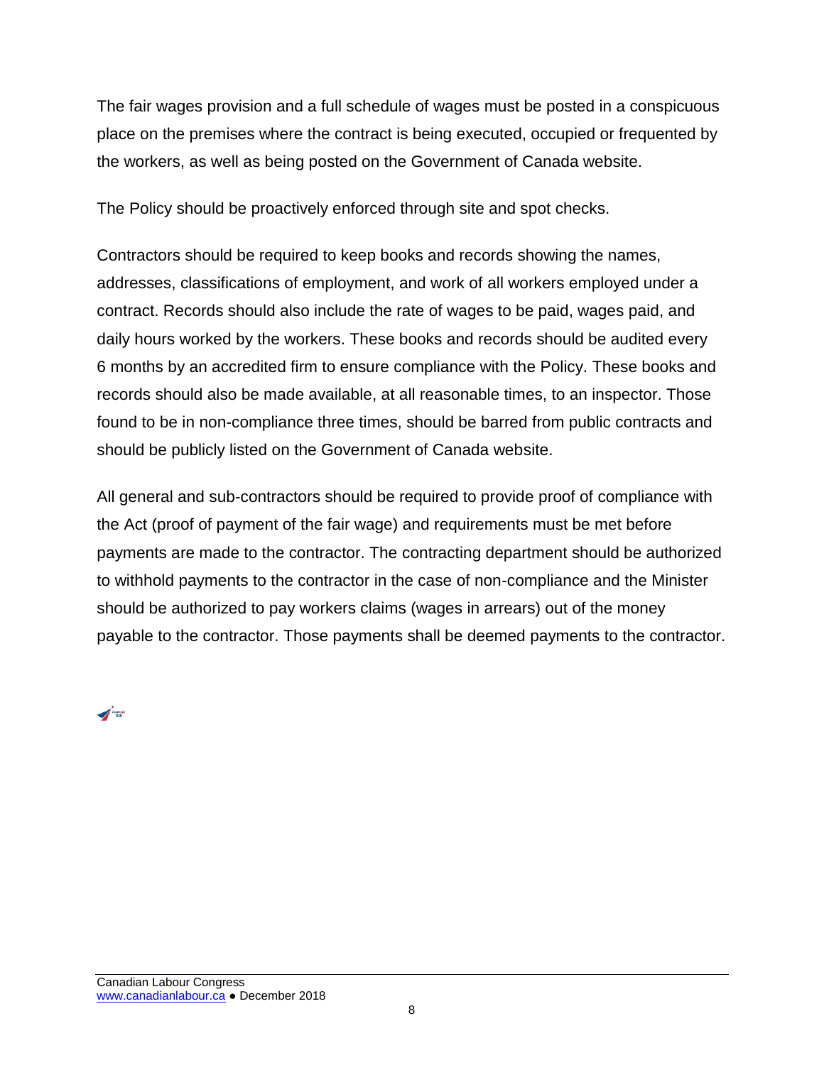The fair wages provision and a full schedule of wages must be posted in a conspicuous place on the premises where the contract is being executed, occupied or frequented by the workers, as well as being posted on the Government of Canada website.

The Policy should be proactively enforced through site and spot checks.

Contractors should be required to keep books and records showing the names, addresses, classifications of employment, and work of all workers employed under a contract. Records should also include the rate of wages to be paid, wages paid, and daily hours worked by the workers. These books and records should be audited every 6 months by an accredited firm to ensure compliance with the Policy. These books and records should also be made available, at all reasonable times, to an inspector. Those found to be in non-compliance three times, should be barred from public contracts and should be publicly listed on the Government of Canada website.

All general and sub-contractors should be required to provide proof of compliance with the Act (proof of payment of the fair wage) and requirements must be met before payments are made to the contractor. The contracting department should be authorized to withhold payments to the contractor in the case of non-compliance and the Minister should be authorized to pay workers claims (wages in arrears) out of the money payable to the contractor. Those payments shall be deemed payments to the contractor.